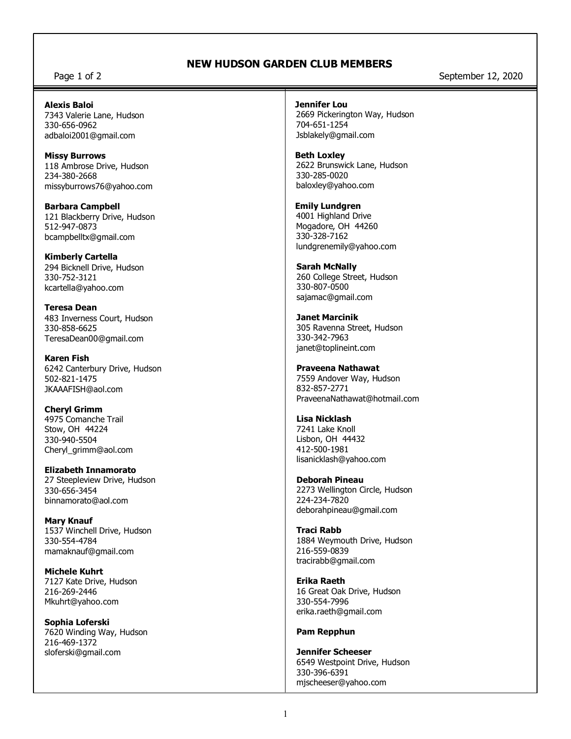# NEW HUDSON GARDEN CLUB MEMBERS

September 12, 2020

**Alexis Baloi**
7343 Valerie Lane, Hudson
330-656-0962
adbaloi2001@gmail.com

**Missy Burrows**
118 Ambrose Drive, Hudson
234-380-2668
missyburrows76@yahoo.com

**Barbara Campbell**
121 Blackberry Drive, Hudson
512-947-0873
bcampbelltx@gmail.com

**Kimberly Cartella**
294 Bicknell Drive, Hudson
330-752-3121
kcartella@yahoo.com

**Teresa Dean**
483 Inverness Court, Hudson
330-858-6625
TeresaDean00@gmail.com

**Karen Fish**
6242 Canterbury Drive, Hudson
502-821-1475
JKAAAFISH@aol.com

**Cheryl Grimm**
4975 Comanche Trail
Stow, OH 44224
330-940-5504
Cheryl_grimm@aol.com

**Elizabeth Innamorato**
27 Steepleview Drive, Hudson
330-656-3454
binnamorato@aol.com

**Mary Knauf**
1537 Winchell Drive, Hudson
330-554-4784
mamaknauf@gmail.com

**Michele Kuhrt**
7127 Kate Drive, Hudson
216-269-2446
Mkuhrt@yahoo.com

**Sophia Loferski**
7620 Winding Way, Hudson
216-469-1372
sloferski@gmail.com

**Jennifer Lou**
2669 Pickerington Way, Hudson
704-651-1254
Jsblakely@gmail.com

**Beth Loxley**
2622 Brunswick Lane, Hudson
330-285-0020
baloxley@yahoo.com

**Emily Lundgren**
4001 Highland Drive
Mogadore, OH 44260
330-328-7162
lundgrenemily@yahoo.com

**Sarah McNally**
260 College Street, Hudson
330-807-0500
sajamac@gmail.com

**Janet Marcinik**
305 Ravenna Street, Hudson
330-342-7963
janet@toplineint.com

**Praveena Nathawat**
7559 Andover Way, Hudson
832-857-2771
PraveenaNathawat@hotmail.com

**Lisa Nicklash**
7241 Lake Knoll
Lisbon, OH 44432
412-500-1981
lisanicklash@yahoo.com

**Deborah Pineau**
2273 Wellington Circle, Hudson
224-234-7820
deborahpineau@gmail.com

**Traci Rabb**
1884 Weymouth Drive, Hudson
216-559-0839
tracirabb@gmail.com

**Erika Raeth**
16 Great Oak Drive, Hudson
330-554-7996
erika.raeth@gmail.com

**Pam Repphun**

**Jennifer Scheeser**
6549 Westpoint Drive, Hudson
330-396-6391
mjscheeser@yahoo.com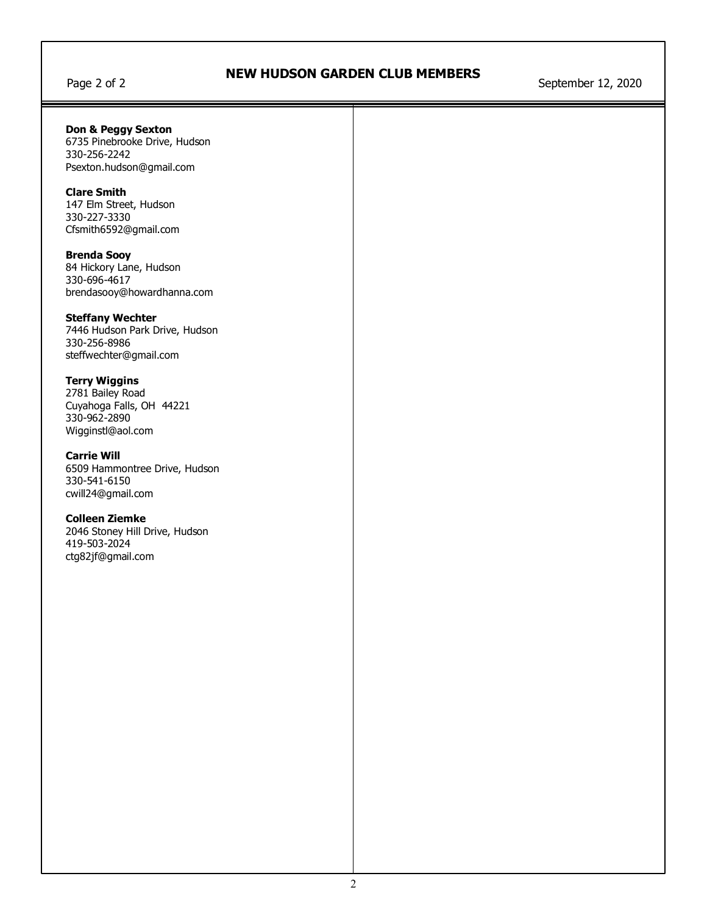**Don & Peggy Sexton**
6735 Pinebrooke Drive, Hudson
330-256-2242
Psexton.hudson@gmail.com

**Clare Smith**
147 Elm Street, Hudson
330-227-3330
Cfsmith6592@gmail.com

**Brenda Sooy**
84 Hickory Lane, Hudson
330-696-4617
brendasooy@howardhanna.com

**Steffany Wechter**
7446 Hudson Park Drive, Hudson
330-256-8986
steffwechter@gmail.com

**Terry Wiggins**
2781 Bailey Road
Cuyahoga Falls, OH 44221
330-962-2890
Wigginstl@aol.com

**Carrie Will**
6509 Hammontree Drive, Hudson
330-541-6150
cwill24@gmail.com

**Colleen Ziemke**
2046 Stoney Hill Drive, Hudson
419-503-2024
ctg82jf@gmail.com